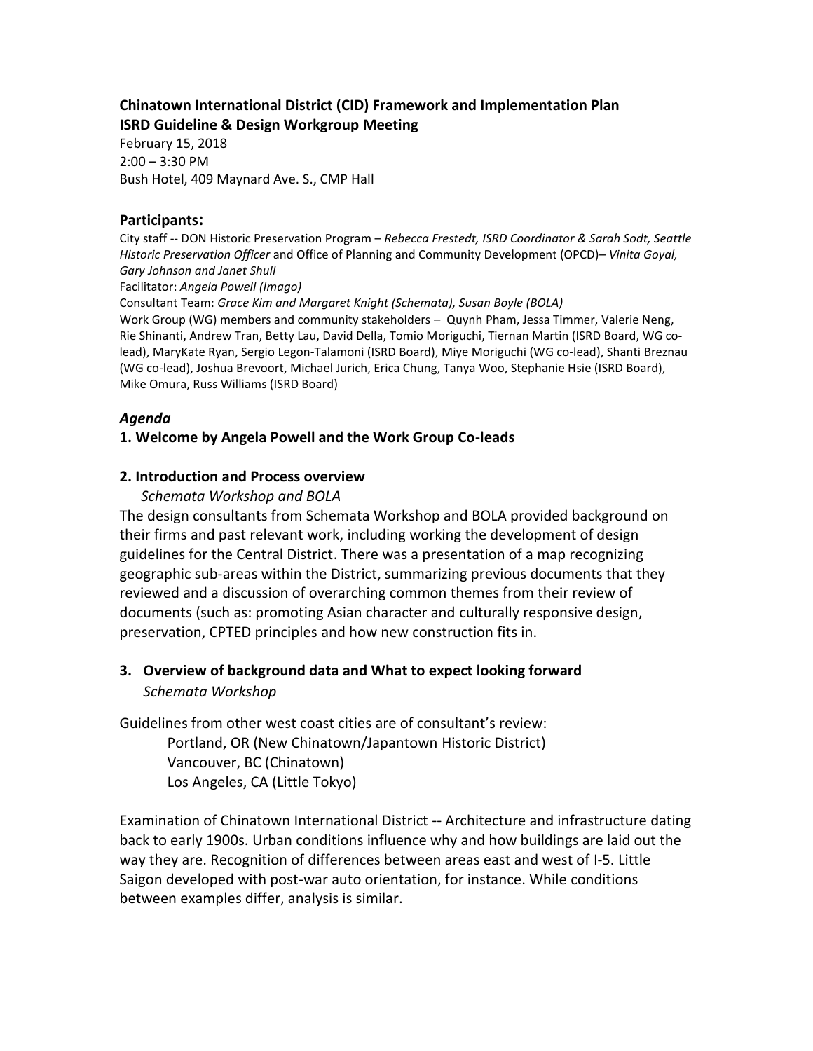**Chinatown International District (CID) Framework and Implementation Plan**
**ISRD Guideline & Design Workgroup Meeting**

February 15, 2018
2:00 – 3:30 PM
Bush Hotel, 409 Maynard Ave. S., CMP Hall

### Participants:

City staff -- DON Historic Preservation Program – *Rebecca Frestedt, ISRD Coordinator & Sarah Sodt, Seattle Historic Preservation Officer* and Office of Planning and Community Development (OPCD)– *Vinita Goyal, Gary Johnson and Janet Shull*

Facilitator: *Angela Powell (Imago)*

Consultant Team: *Grace Kim and Margaret Knight (Schemata), Susan Boyle (BOLA)*

Work Group (WG) members and community stakeholders – Quynh Pham, Jessa Timmer, Valerie Neng, Rie Shinanti, Andrew Tran, Betty Lau, David Della, Tomio Moriguchi, Tiernan Martin (ISRD Board, WG co-lead), MaryKate Ryan, Sergio Legon-Talamoni (ISRD Board), Miye Moriguchi (WG co-lead), Shanti Breznau (WG co-lead), Joshua Brevoort, Michael Jurich, Erica Chung, Tanya Woo, Stephanie Hsie (ISRD Board), Mike Omura, Russ Williams (ISRD Board)

### *Agenda*

#### 1. Welcome by Angela Powell and the Work Group Co-leads

#### 2. Introduction and Process overview

*Schemata Workshop and BOLA*

The design consultants from Schemata Workshop and BOLA provided background on their firms and past relevant work, including working the development of design guidelines for the Central District. There was a presentation of a map recognizing geographic sub-areas within the District, summarizing previous documents that they reviewed and a discussion of overarching common themes from their review of documents (such as: promoting Asian character and culturally responsive design, preservation, CPTED principles and how new construction fits in.

#### 3. Overview of background data and What to expect looking forward

*Schemata Workshop*

Guidelines from other west coast cities are of consultant's review:

- Portland, OR (New Chinatown/Japantown Historic District)
- Vancouver, BC (Chinatown)
- Los Angeles, CA (Little Tokyo)

Examination of Chinatown International District -- Architecture and infrastructure dating back to early 1900s. Urban conditions influence why and how buildings are laid out the way they are. Recognition of differences between areas east and west of I-5. Little Saigon developed with post-war auto orientation, for instance. While conditions between examples differ, analysis is similar.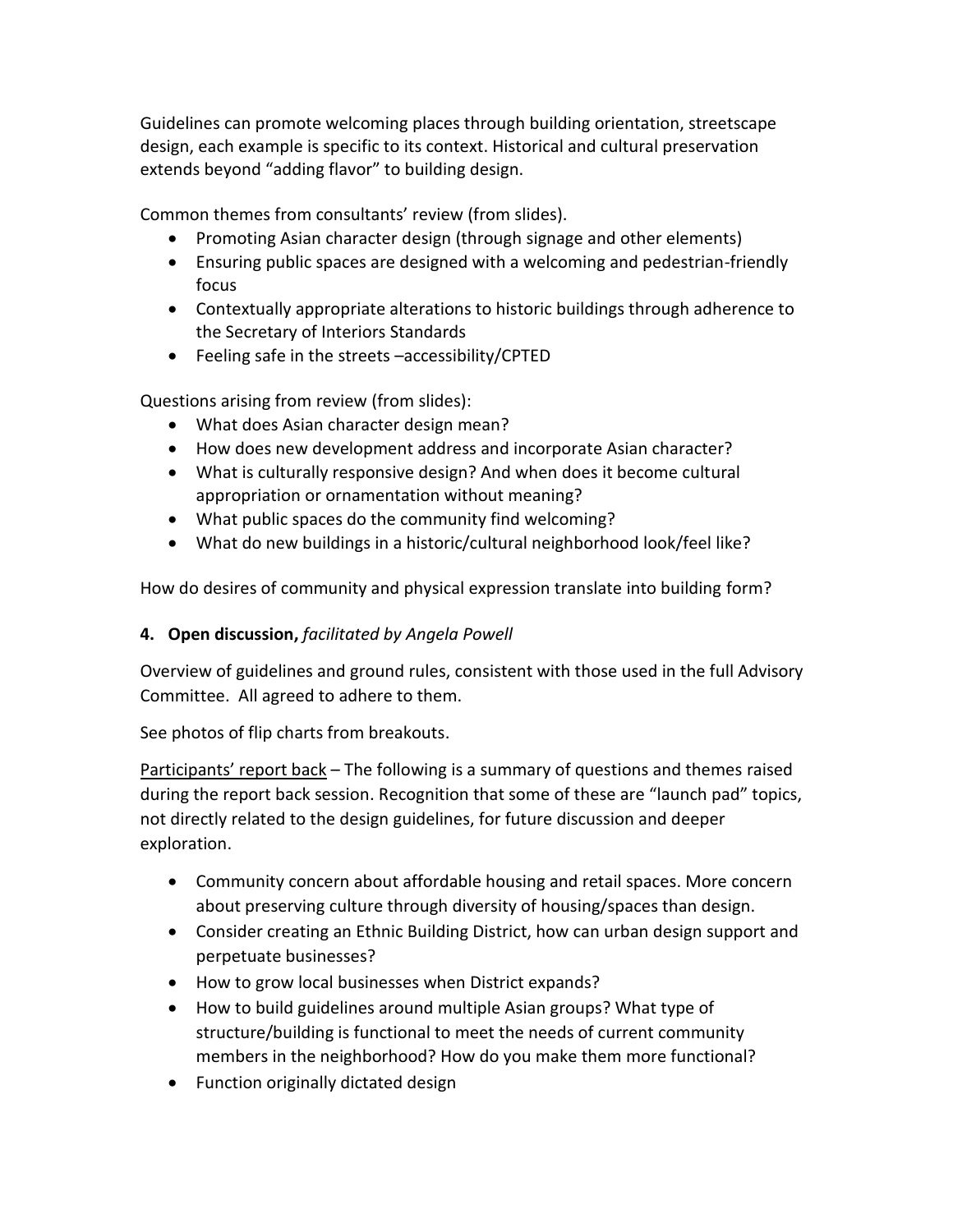Guidelines can promote welcoming places through building orientation, streetscape design, each example is specific to its context. Historical and cultural preservation extends beyond "adding flavor" to building design.

Common themes from consultants' review (from slides).

- Promoting Asian character design (through signage and other elements)
- Ensuring public spaces are designed with a welcoming and pedestrian-friendly focus
- Contextually appropriate alterations to historic buildings through adherence to the Secretary of Interiors Standards
- Feeling safe in the streets –accessibility/CPTED

Questions arising from review (from slides):

- What does Asian character design mean?
- How does new development address and incorporate Asian character?
- What is culturally responsive design? And when does it become cultural appropriation or ornamentation without meaning?
- What public spaces do the community find welcoming?
- What do new buildings in a historic/cultural neighborhood look/feel like?

How do desires of community and physical expression translate into building form?

**4. Open discussion,** *facilitated by Angela Powell*

Overview of guidelines and ground rules, consistent with those used in the full Advisory Committee. All agreed to adhere to them.

See photos of flip charts from breakouts.

<u>Participants' report back</u> – The following is a summary of questions and themes raised during the report back session. Recognition that some of these are "launch pad" topics, not directly related to the design guidelines, for future discussion and deeper exploration.

- Community concern about affordable housing and retail spaces. More concern about preserving culture through diversity of housing/spaces than design.
- Consider creating an Ethnic Building District, how can urban design support and perpetuate businesses?
- How to grow local businesses when District expands?
- How to build guidelines around multiple Asian groups? What type of structure/building is functional to meet the needs of current community members in the neighborhood? How do you make them more functional?
- Function originally dictated design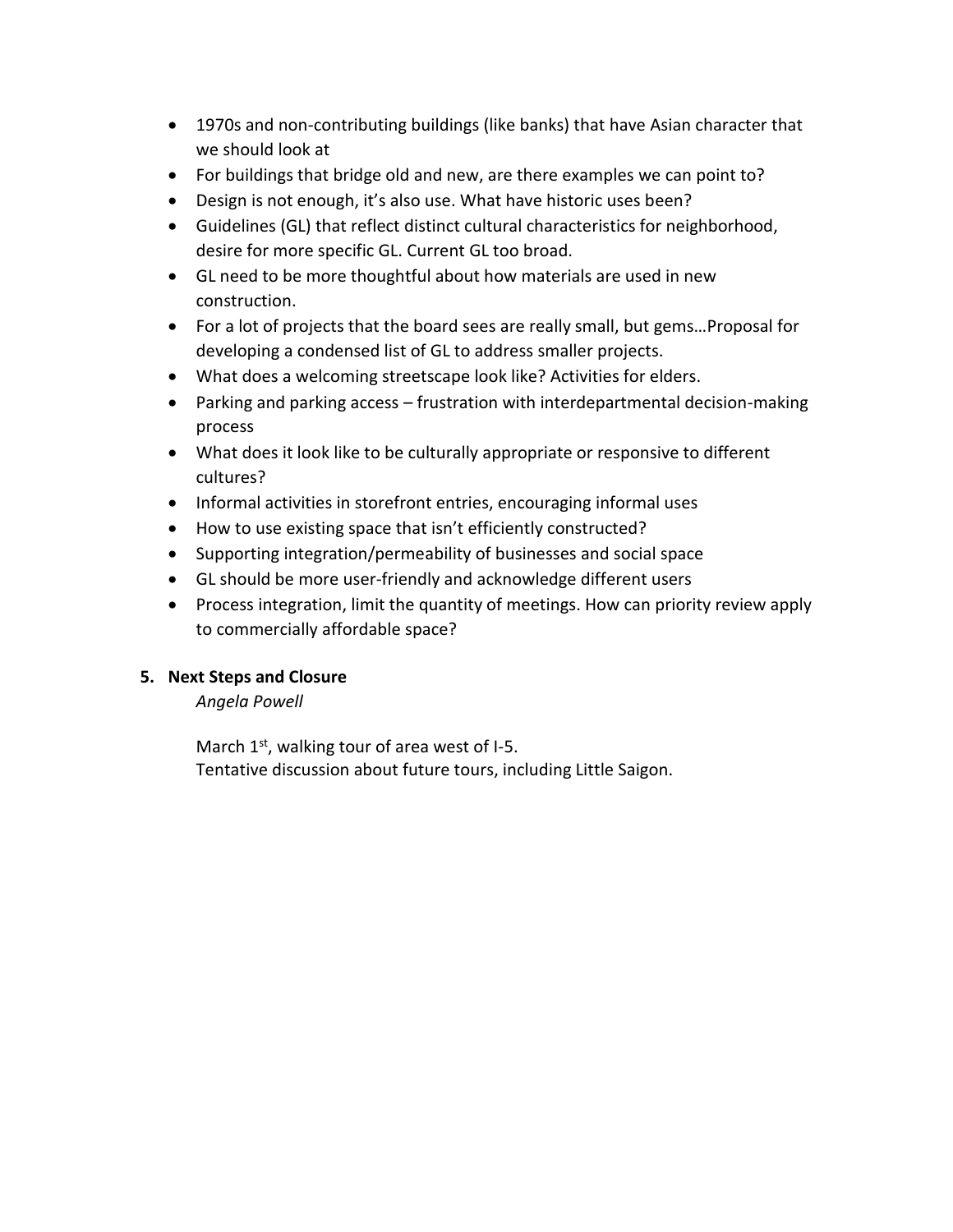- 1970s and non-contributing buildings (like banks) that have Asian character that we should look at
- For buildings that bridge old and new, are there examples we can point to?
- Design is not enough, it's also use. What have historic uses been?
- Guidelines (GL) that reflect distinct cultural characteristics for neighborhood, desire for more specific GL. Current GL too broad.
- GL need to be more thoughtful about how materials are used in new construction.
- For a lot of projects that the board sees are really small, but gems…Proposal for developing a condensed list of GL to address smaller projects.
- What does a welcoming streetscape look like? Activities for elders.
- Parking and parking access – frustration with interdepartmental decision-making process
- What does it look like to be culturally appropriate or responsive to different cultures?
- Informal activities in storefront entries, encouraging informal uses
- How to use existing space that isn't efficiently constructed?
- Supporting integration/permeability of businesses and social space
- GL should be more user-friendly and acknowledge different users
- Process integration, limit the quantity of meetings. How can priority review apply to commercially affordable space?

**5. Next Steps and Closure**

*Angela Powell*

March 1st, walking tour of area west of I-5.
Tentative discussion about future tours, including Little Saigon.